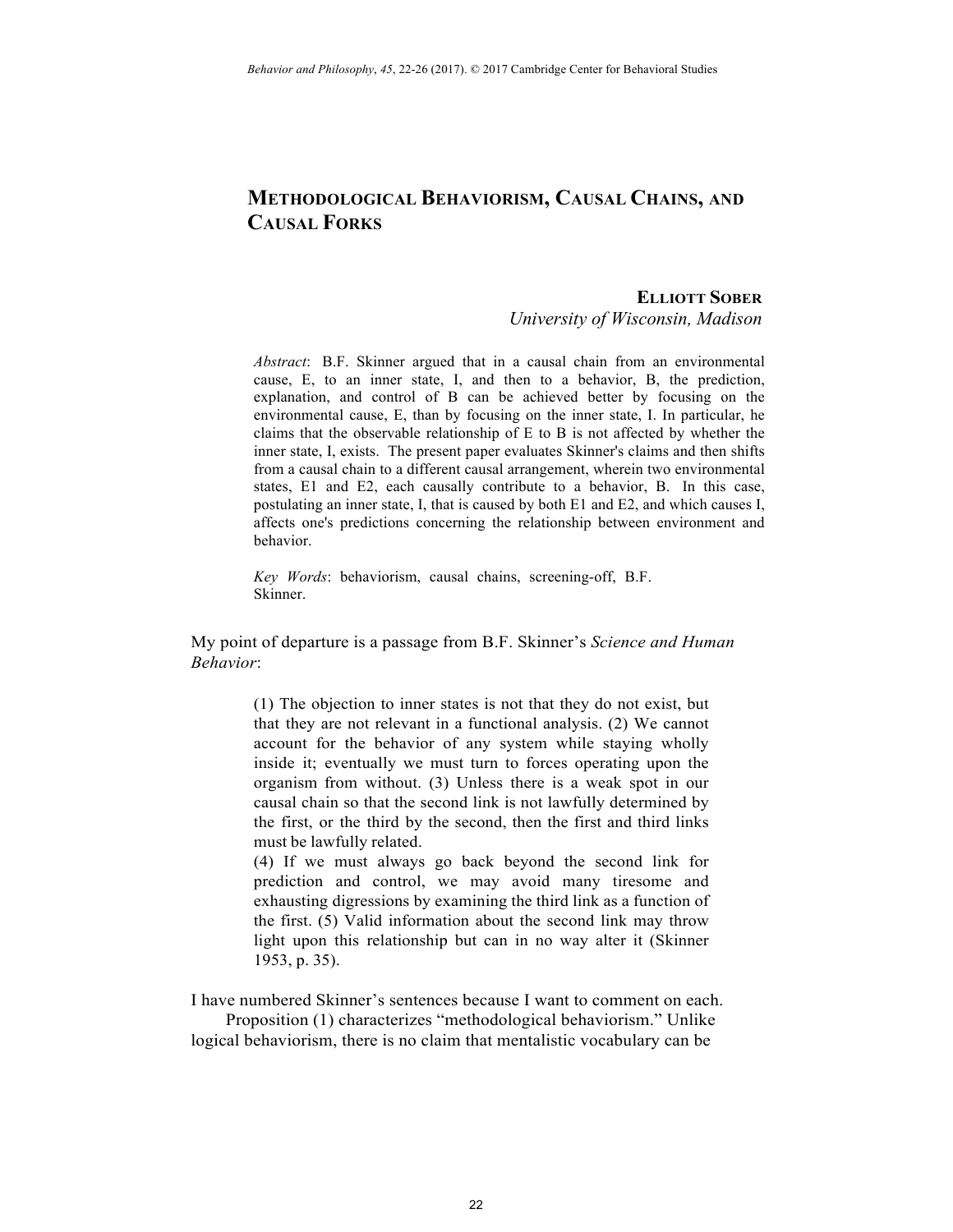# METHODOLOGICAL BEHAVIORISM, CAUSAL CHAINS, AND CAUSAL FORKS

**ELLIOTT SOBER**
*University of Wisconsin, Madison*

*Abstract*: B.F. Skinner argued that in a causal chain from an environmental cause, E, to an inner state, I, and then to a behavior, B, the prediction, explanation, and control of B can be achieved better by focusing on the environmental cause, E, than by focusing on the inner state, I. In particular, he claims that the observable relationship of E to B is not affected by whether the inner state, I, exists. The present paper evaluates Skinner's claims and then shifts from a causal chain to a different causal arrangement, wherein two environmental states, E1 and E2, each causally contribute to a behavior, B. In this case, postulating an inner state, I, that is caused by both E1 and E2, and which causes I, affects one's predictions concerning the relationship between environment and behavior.

*Key Words*: behaviorism, causal chains, screening-off, B.F. Skinner.

My point of departure is a passage from B.F. Skinner's *Science and Human Behavior*:

> (1) The objection to inner states is not that they do not exist, but that they are not relevant in a functional analysis. (2) We cannot account for the behavior of any system while staying wholly inside it; eventually we must turn to forces operating upon the organism from without. (3) Unless there is a weak spot in our causal chain so that the second link is not lawfully determined by the first, or the third by the second, then the first and third links must be lawfully related.
>
> (4) If we must always go back beyond the second link for prediction and control, we may avoid many tiresome and exhausting digressions by examining the third link as a function of the first. (5) Valid information about the second link may throw light upon this relationship but can in no way alter it (Skinner 1953, p. 35).

I have numbered Skinner's sentences because I want to comment on each.

Proposition (1) characterizes "methodological behaviorism." Unlike logical behaviorism, there is no claim that mentalistic vocabulary can be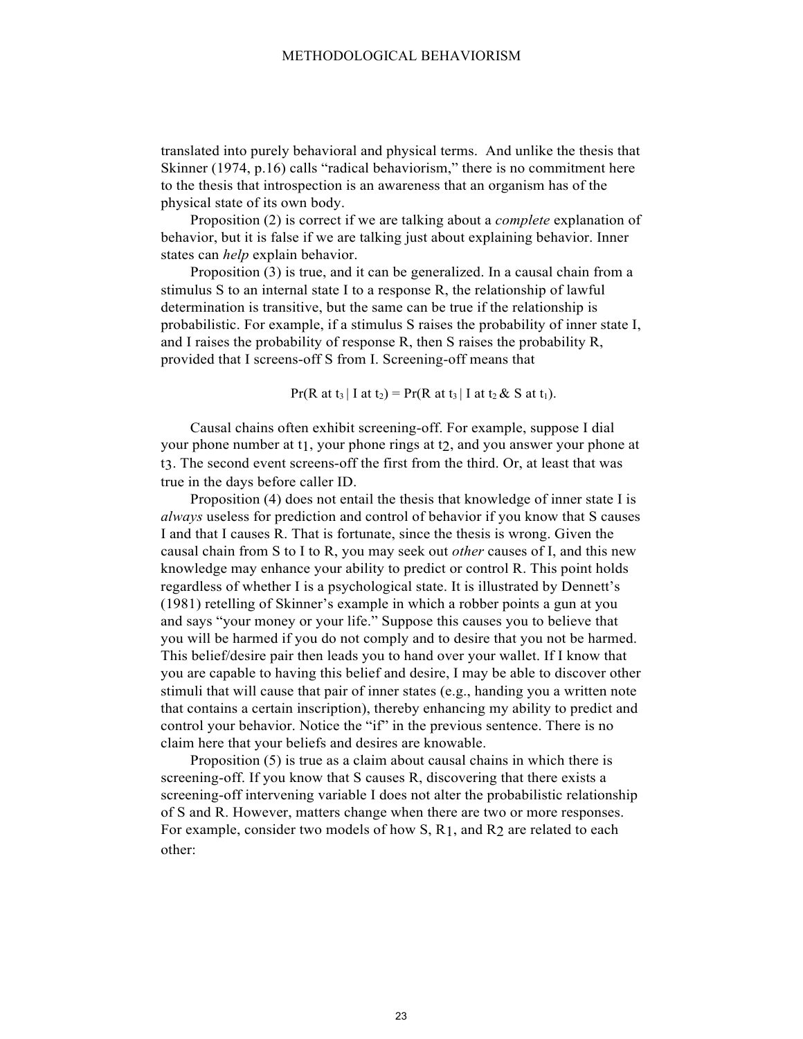translated into purely behavioral and physical terms. And unlike the thesis that Skinner (1974, p.16) calls "radical behaviorism," there is no commitment here to the thesis that introspection is an awareness that an organism has of the physical state of its own body.

Proposition (2) is correct if we are talking about a *complete* explanation of behavior, but it is false if we are talking just about explaining behavior. Inner states can *help* explain behavior.

Proposition (3) is true, and it can be generalized. In a causal chain from a stimulus S to an internal state I to a response R, the relationship of lawful determination is transitive, but the same can be true if the relationship is probabilistic. For example, if a stimulus S raises the probability of inner state I, and I raises the probability of response R, then S raises the probability R, provided that I screens-off S from I. Screening-off means that

$$\Pr(R \text{ at } t_3 \mid I \text{ at } t_2) = \Pr(R \text{ at } t_3 \mid I \text{ at } t_2 \,\&\, S \text{ at } t_1).$$

Causal chains often exhibit screening-off. For example, suppose I dial your phone number at $t_1$, your phone rings at $t_2$, and you answer your phone at $t_3$. The second event screens-off the first from the third. Or, at least that was true in the days before caller ID.

Proposition (4) does not entail the thesis that knowledge of inner state I is *always* useless for prediction and control of behavior if you know that S causes I and that I causes R. That is fortunate, since the thesis is wrong. Given the causal chain from S to I to R, you may seek out *other* causes of I, and this new knowledge may enhance your ability to predict or control R. This point holds regardless of whether I is a psychological state. It is illustrated by Dennett's (1981) retelling of Skinner's example in which a robber points a gun at you and says "your money or your life." Suppose this causes you to believe that you will be harmed if you do not comply and to desire that you not be harmed. This belief/desire pair then leads you to hand over your wallet. If I know that you are capable to having this belief and desire, I may be able to discover other stimuli that will cause that pair of inner states (e.g., handing you a written note that contains a certain inscription), thereby enhancing my ability to predict and control your behavior. Notice the "if" in the previous sentence. There is no claim here that your beliefs and desires are knowable.

Proposition (5) is true as a claim about causal chains in which there is screening-off. If you know that S causes R, discovering that there exists a screening-off intervening variable I does not alter the probabilistic relationship of S and R. However, matters change when there are two or more responses. For example, consider two models of how S, $R_1$, and $R_2$ are related to each other: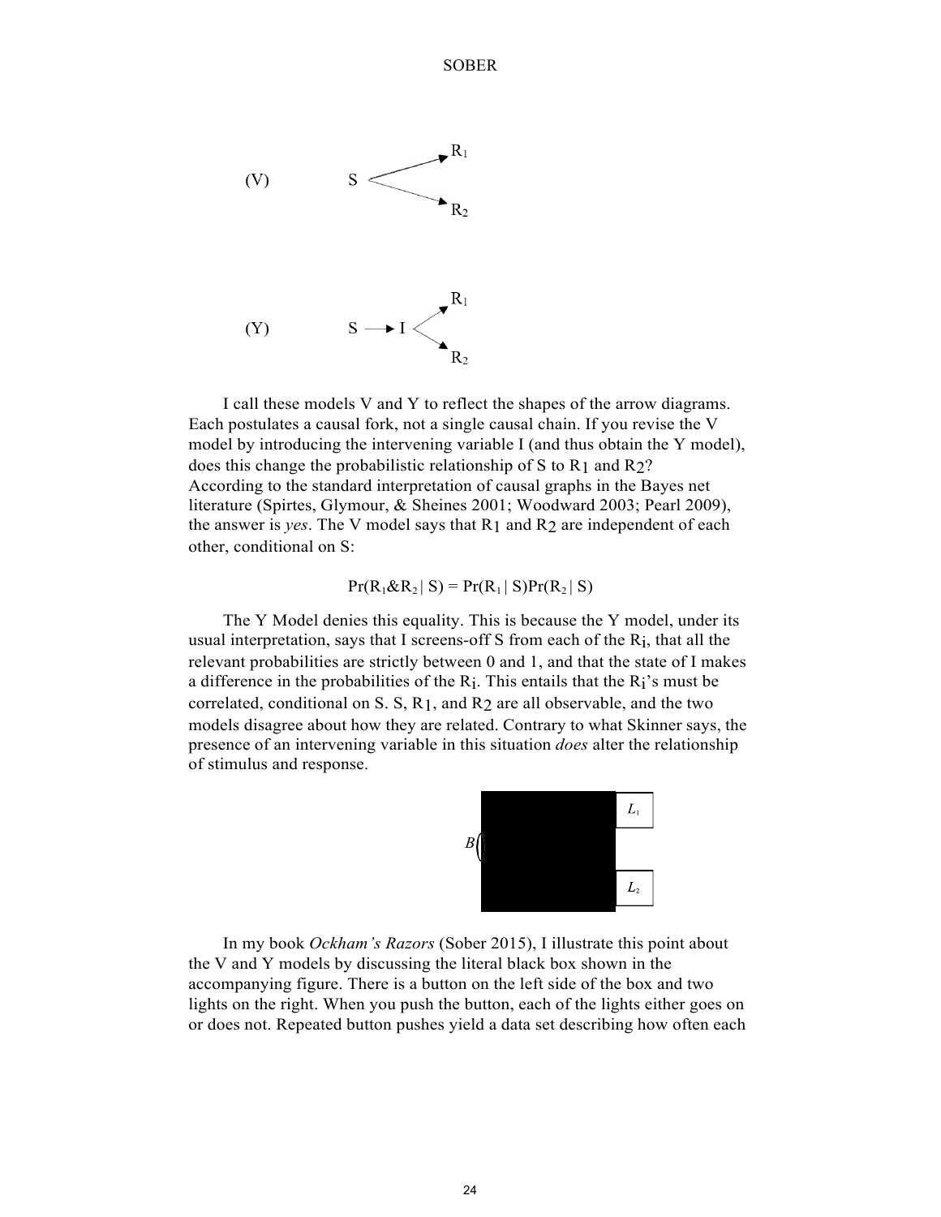(V) S → $R_1$, S → $R_2$

(Y) S → I → $R_1$, I → $R_2$

I call these models V and Y to reflect the shapes of the arrow diagrams. Each postulates a causal fork, not a single causal chain. If you revise the V model by introducing the intervening variable I (and thus obtain the Y model), does this change the probabilistic relationship of S to $R_1$ and $R_2$? According to the standard interpretation of causal graphs in the Bayes net literature (Spirtes, Glymour, & Sheines 2001; Woodward 2003; Pearl 2009), the answer is *yes*. The V model says that $R_1$ and $R_2$ are independent of each other, conditional on S:

$$Pr(R_1 \& R_2 \mid S) = Pr(R_1 \mid S)Pr(R_2 \mid S)$$

The Y Model denies this equality. This is because the Y model, under its usual interpretation, says that I screens-off S from each of the $R_i$, that all the relevant probabilities are strictly between 0 and 1, and that the state of I makes a difference in the probabilities of the $R_i$. This entails that the $R_i$'s must be correlated, conditional on S. S, $R_1$, and $R_2$ are all observable, and the two models disagree about how they are related. Contrary to what Skinner says, the presence of an intervening variable in this situation *does* alter the relationship of stimulus and response.

In my book *Ockham's Razors* (Sober 2015), I illustrate this point about the V and Y models by discussing the literal black box shown in the accompanying figure. There is a button on the left side of the box and two lights on the right. When you push the button, each of the lights either goes on or does not. Repeated button pushes yield a data set describing how often each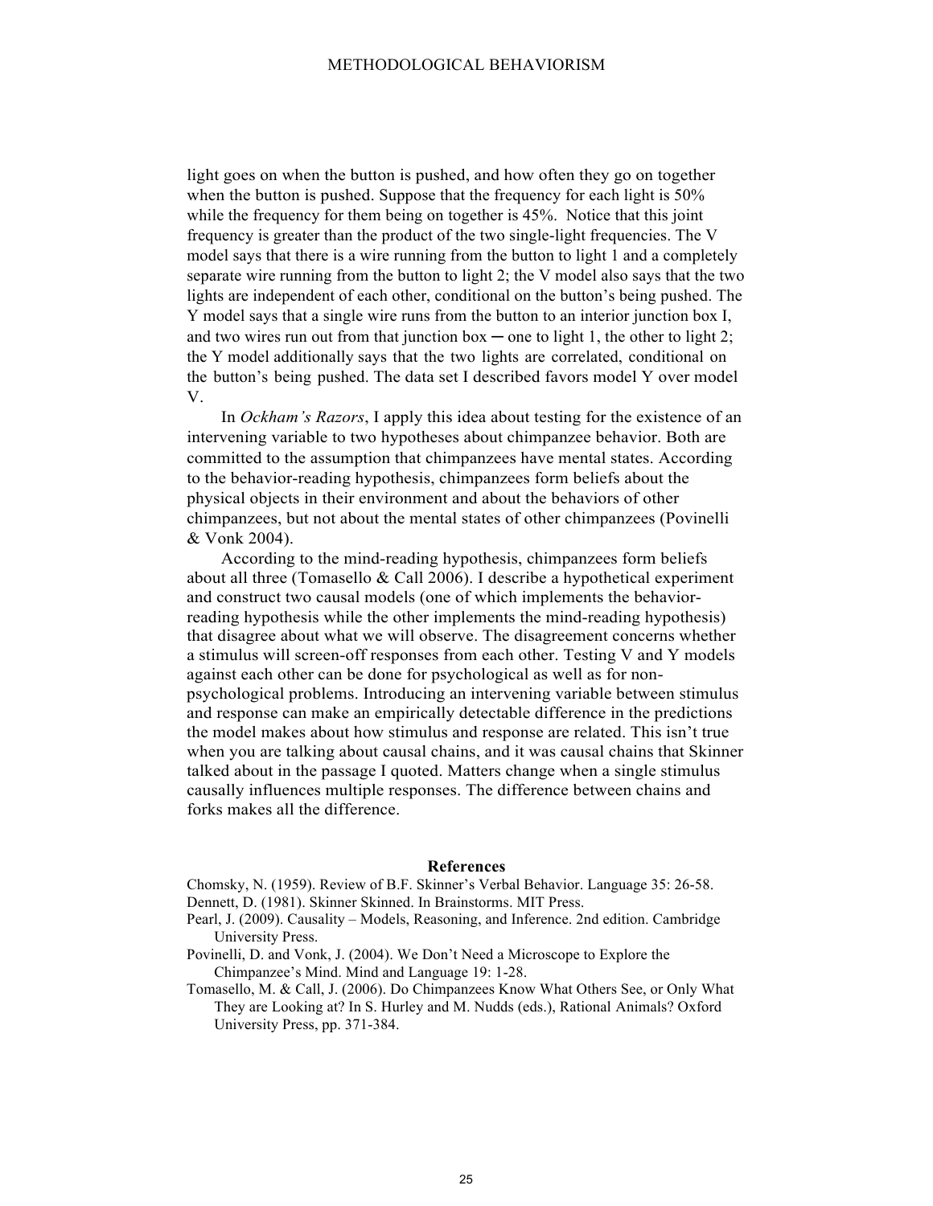light goes on when the button is pushed, and how often they go on together when the button is pushed. Suppose that the frequency for each light is 50% while the frequency for them being on together is 45%. Notice that this joint frequency is greater than the product of the two single-light frequencies. The V model says that there is a wire running from the button to light 1 and a completely separate wire running from the button to light 2; the V model also says that the two lights are independent of each other, conditional on the button's being pushed. The Y model says that a single wire runs from the button to an interior junction box I, and two wires run out from that junction box ─ one to light 1, the other to light 2; the Y model additionally says that the two lights are correlated, conditional on the button's being pushed. The data set I described favors model Y over model V.

In *Ockham's Razors*, I apply this idea about testing for the existence of an intervening variable to two hypotheses about chimpanzee behavior. Both are committed to the assumption that chimpanzees have mental states. According to the behavior-reading hypothesis, chimpanzees form beliefs about the physical objects in their environment and about the behaviors of other chimpanzees, but not about the mental states of other chimpanzees (Povinelli & Vonk 2004).

According to the mind-reading hypothesis, chimpanzees form beliefs about all three (Tomasello & Call 2006). I describe a hypothetical experiment and construct two causal models (one of which implements the behavior-reading hypothesis while the other implements the mind-reading hypothesis) that disagree about what we will observe. The disagreement concerns whether a stimulus will screen-off responses from each other. Testing V and Y models against each other can be done for psychological as well as for non-psychological problems. Introducing an intervening variable between stimulus and response can make an empirically detectable difference in the predictions the model makes about how stimulus and response are related. This isn't true when you are talking about causal chains, and it was causal chains that Skinner talked about in the passage I quoted. Matters change when a single stimulus causally influences multiple responses. The difference between chains and forks makes all the difference.

## References

Chomsky, N. (1959). Review of B.F. Skinner's Verbal Behavior. Language 35: 26-58.

Dennett, D. (1981). Skinner Skinned. In Brainstorms. MIT Press.

Pearl, J. (2009). Causality – Models, Reasoning, and Inference. 2nd edition. Cambridge University Press.

Povinelli, D. and Vonk, J. (2004). We Don't Need a Microscope to Explore the Chimpanzee's Mind. Mind and Language 19: 1-28.

Tomasello, M. & Call, J. (2006). Do Chimpanzees Know What Others See, or Only What They are Looking at? In S. Hurley and M. Nudds (eds.), Rational Animals? Oxford University Press, pp. 371-384.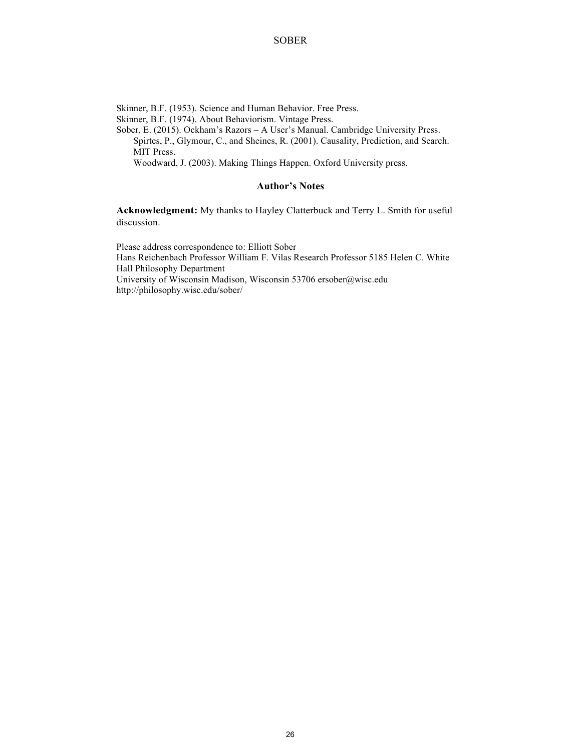Skinner, B.F. (1953). Science and Human Behavior. Free Press.

Skinner, B.F. (1974). About Behaviorism. Vintage Press.

Sober, E. (2015). Ockham's Razors – A User's Manual. Cambridge University Press.

Spirtes, P., Glymour, C., and Sheines, R. (2001). Causality, Prediction, and Search. MIT Press.

Woodward, J. (2003). Making Things Happen. Oxford University press.

## Author's Notes

**Acknowledgment:** My thanks to Hayley Clatterbuck and Terry L. Smith for useful discussion.

Please address correspondence to: Elliott Sober
Hans Reichenbach Professor William F. Vilas Research Professor 5185 Helen C. White Hall Philosophy Department
University of Wisconsin Madison, Wisconsin 53706 ersober@wisc.edu
http://philosophy.wisc.edu/sober/